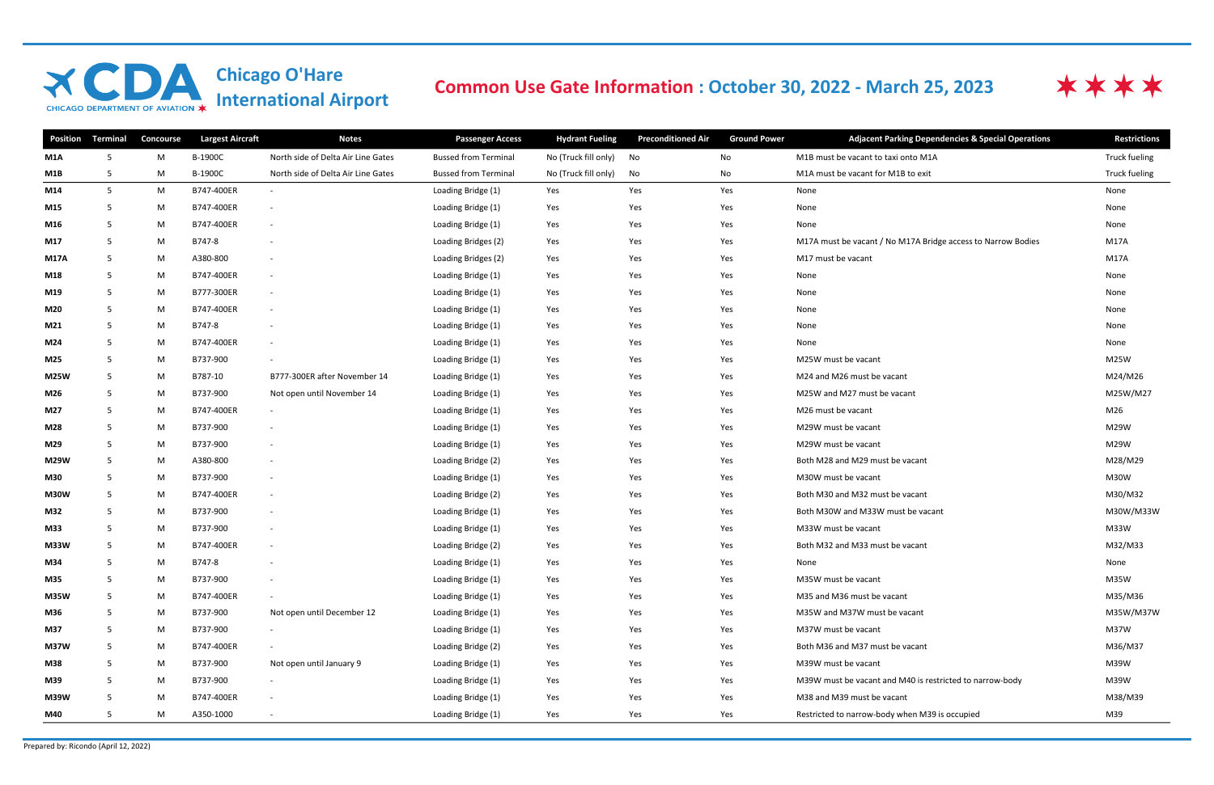# Chicago O'Hare International Airport

CHICAGO DEPARTMENT OF AVIATION

## Common Use Gate Information : October 30, 2022 - March 25, 2023

| Position | Terminal | Concourse | Largest Aircraft | Notes | Passenger Access | Hydrant Fueling | Preconditioned Air | Ground Power | Adjacent Parking Dependencies & Special Operations | Restrictions |
|---|---|---|---|---|---|---|---|---|---|---|
| **M1A** | 5 | M | B-1900C | North side of Delta Air Line Gates | Bussed from Terminal | No (Truck fill only) | No | No | M1B must be vacant to taxi onto M1A | Truck fueling |
| **M1B** | 5 | M | B-1900C | North side of Delta Air Line Gates | Bussed from Terminal | No (Truck fill only) | No | No | M1A must be vacant for M1B to exit | Truck fueling |
| **M14** | 5 | M | B747-400ER | - | Loading Bridge (1) | Yes | Yes | Yes | None | None |
| **M15** | 5 | M | B747-400ER | - | Loading Bridge (1) | Yes | Yes | Yes | None | None |
| **M16** | 5 | M | B747-400ER | - | Loading Bridge (1) | Yes | Yes | Yes | None | None |
| **M17** | 5 | M | B747-8 | - | Loading Bridges (2) | Yes | Yes | Yes | M17A must be vacant / No M17A Bridge access to Narrow Bodies | M17A |
| **M17A** | 5 | M | A380-800 | - | Loading Bridges (2) | Yes | Yes | Yes | M17 must be vacant | M17A |
| **M18** | 5 | M | B747-400ER | - | Loading Bridge (1) | Yes | Yes | Yes | None | None |
| **M19** | 5 | M | B777-300ER | - | Loading Bridge (1) | Yes | Yes | Yes | None | None |
| **M20** | 5 | M | B747-400ER | - | Loading Bridge (1) | Yes | Yes | Yes | None | None |
| **M21** | 5 | M | B747-8 | - | Loading Bridge (1) | Yes | Yes | Yes | None | None |
| **M24** | 5 | M | B747-400ER | - | Loading Bridge (1) | Yes | Yes | Yes | None | None |
| **M25** | 5 | M | B737-900 | - | Loading Bridge (1) | Yes | Yes | Yes | M25W must be vacant | M25W |
| **M25W** | 5 | M | B787-10 | B777-300ER after November 14 | Loading Bridge (1) | Yes | Yes | Yes | M24 and M26 must be vacant | M24/M26 |
| **M26** | 5 | M | B737-900 | Not open until November 14 | Loading Bridge (1) | Yes | Yes | Yes | M25W and M27 must be vacant | M25W/M27 |
| **M27** | 5 | M | B747-400ER | - | Loading Bridge (1) | Yes | Yes | Yes | M26 must be vacant | M26 |
| **M28** | 5 | M | B737-900 | - | Loading Bridge (1) | Yes | Yes | Yes | M29W must be vacant | M29W |
| **M29** | 5 | M | B737-900 | - | Loading Bridge (1) | Yes | Yes | Yes | M29W must be vacant | M29W |
| **M29W** | 5 | M | A380-800 | - | Loading Bridge (2) | Yes | Yes | Yes | Both M28 and M29 must be vacant | M28/M29 |
| **M30** | 5 | M | B737-900 | - | Loading Bridge (1) | Yes | Yes | Yes | M30W must be vacant | M30W |
| **M30W** | 5 | M | B747-400ER | - | Loading Bridge (2) | Yes | Yes | Yes | Both M30 and M32 must be vacant | M30/M32 |
| **M32** | 5 | M | B737-900 | - | Loading Bridge (1) | Yes | Yes | Yes | Both M30W and M33W must be vacant | M30W/M33W |
| **M33** | 5 | M | B737-900 | - | Loading Bridge (1) | Yes | Yes | Yes | M33W must be vacant | M33W |
| **M33W** | 5 | M | B747-400ER | - | Loading Bridge (2) | Yes | Yes | Yes | Both M32 and M33 must be vacant | M32/M33 |
| **M34** | 5 | M | B747-8 | - | Loading Bridge (1) | Yes | Yes | Yes | None | None |
| **M35** | 5 | M | B737-900 | - | Loading Bridge (1) | Yes | Yes | Yes | M35W must be vacant | M35W |
| **M35W** | 5 | M | B747-400ER | - | Loading Bridge (1) | Yes | Yes | Yes | M35 and M36 must be vacant | M35/M36 |
| **M36** | 5 | M | B737-900 | Not open until December 12 | Loading Bridge (1) | Yes | Yes | Yes | M35W and M37W must be vacant | M35W/M37W |
| **M37** | 5 | M | B737-900 | - | Loading Bridge (1) | Yes | Yes | Yes | M37W must be vacant | M37W |
| **M37W** | 5 | M | B747-400ER | - | Loading Bridge (2) | Yes | Yes | Yes | Both M36 and M37 must be vacant | M36/M37 |
| **M38** | 5 | M | B737-900 | Not open until January 9 | Loading Bridge (1) | Yes | Yes | Yes | M39W must be vacant | M39W |
| **M39** | 5 | M | B737-900 | - | Loading Bridge (1) | Yes | Yes | Yes | M39W must be vacant and M40 is restricted to narrow-body | M39W |
| **M39W** | 5 | M | B747-400ER | - | Loading Bridge (1) | Yes | Yes | Yes | M38 and M39 must be vacant | M38/M39 |
| **M40** | 5 | M | A350-1000 | - | Loading Bridge (1) | Yes | Yes | Yes | Restricted to narrow-body when M39 is occupied | M39 |

Prepared by: Ricondo (April 12, 2022)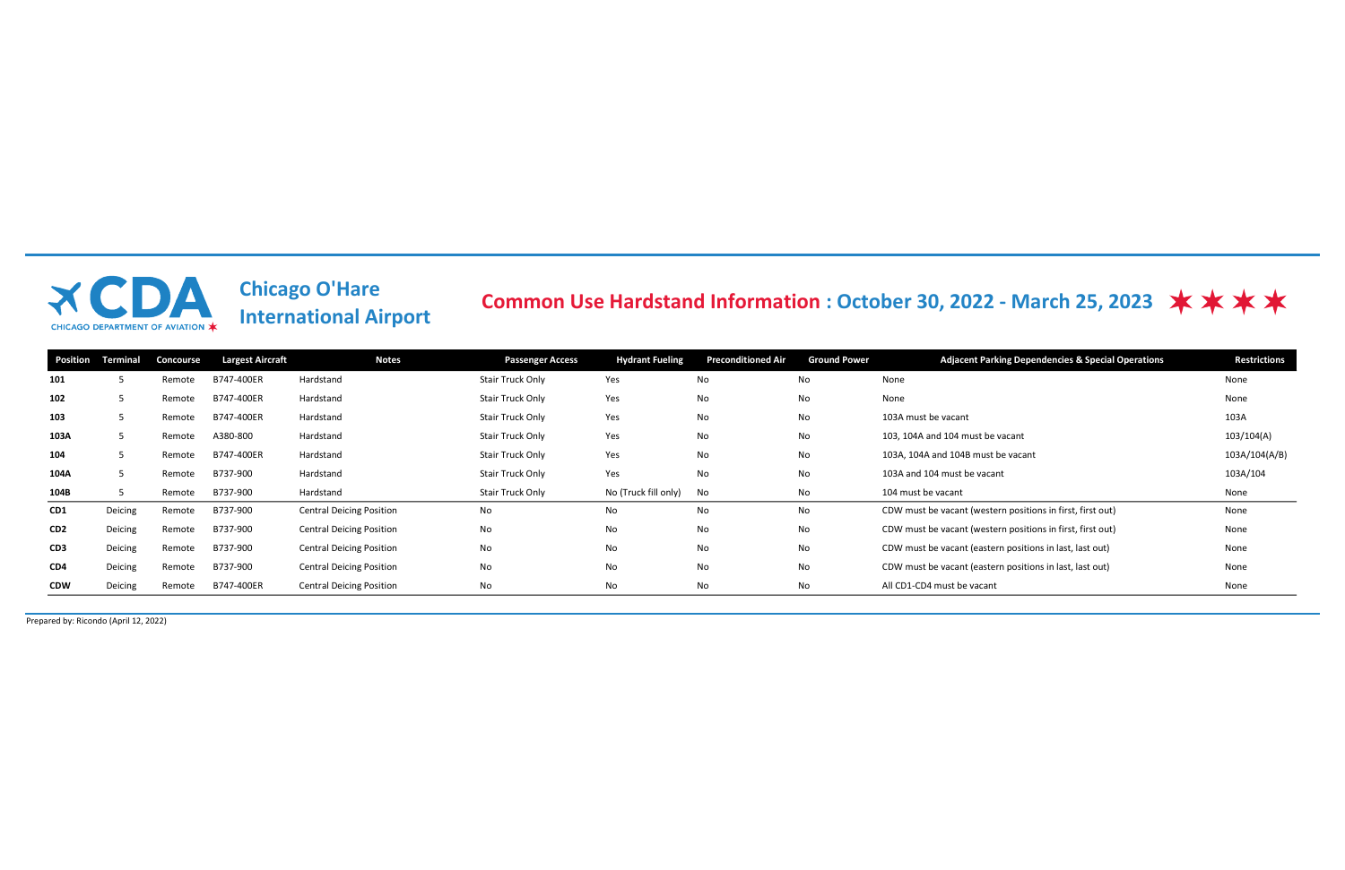CDA
CHICAGO DEPARTMENT OF AVIATION

## Chicago O'Hare International Airport

## Common Use Hardstand Information : October 30, 2022 - March 25, 2023

| Position | Terminal | Concourse | Largest Aircraft | Notes | Passenger Access | Hydrant Fueling | Preconditioned Air | Ground Power | Adjacent Parking Dependencies & Special Operations | Restrictions |
|---|---|---|---|---|---|---|---|---|---|---|
| **101** | 5 | Remote | B747-400ER | Hardstand | Stair Truck Only | Yes | No | No | None | None |
| **102** | 5 | Remote | B747-400ER | Hardstand | Stair Truck Only | Yes | No | No | None | None |
| **103** | 5 | Remote | B747-400ER | Hardstand | Stair Truck Only | Yes | No | No | 103A must be vacant | 103A |
| **103A** | 5 | Remote | A380-800 | Hardstand | Stair Truck Only | Yes | No | No | 103, 104A and 104 must be vacant | 103/104(A) |
| **104** | 5 | Remote | B747-400ER | Hardstand | Stair Truck Only | Yes | No | No | 103A, 104A and 104B must be vacant | 103A/104(A/B) |
| **104A** | 5 | Remote | B737-900 | Hardstand | Stair Truck Only | Yes | No | No | 103A and 104 must be vacant | 103A/104 |
| **104B** | 5 | Remote | B737-900 | Hardstand | Stair Truck Only | No (Truck fill only) | No | No | 104 must be vacant | None |
| **CD1** | Deicing | Remote | B737-900 | Central Deicing Position | No | No | No | No | CDW must be vacant (western positions in first, first out) | None |
| **CD2** | Deicing | Remote | B737-900 | Central Deicing Position | No | No | No | No | CDW must be vacant (western positions in first, first out) | None |
| **CD3** | Deicing | Remote | B737-900 | Central Deicing Position | No | No | No | No | CDW must be vacant (eastern positions in last, last out) | None |
| **CD4** | Deicing | Remote | B737-900 | Central Deicing Position | No | No | No | No | CDW must be vacant (eastern positions in last, last out) | None |
| **CDW** | Deicing | Remote | B747-400ER | Central Deicing Position | No | No | No | No | All CD1-CD4 must be vacant | None |

Prepared by: Ricondo (April 12, 2022)